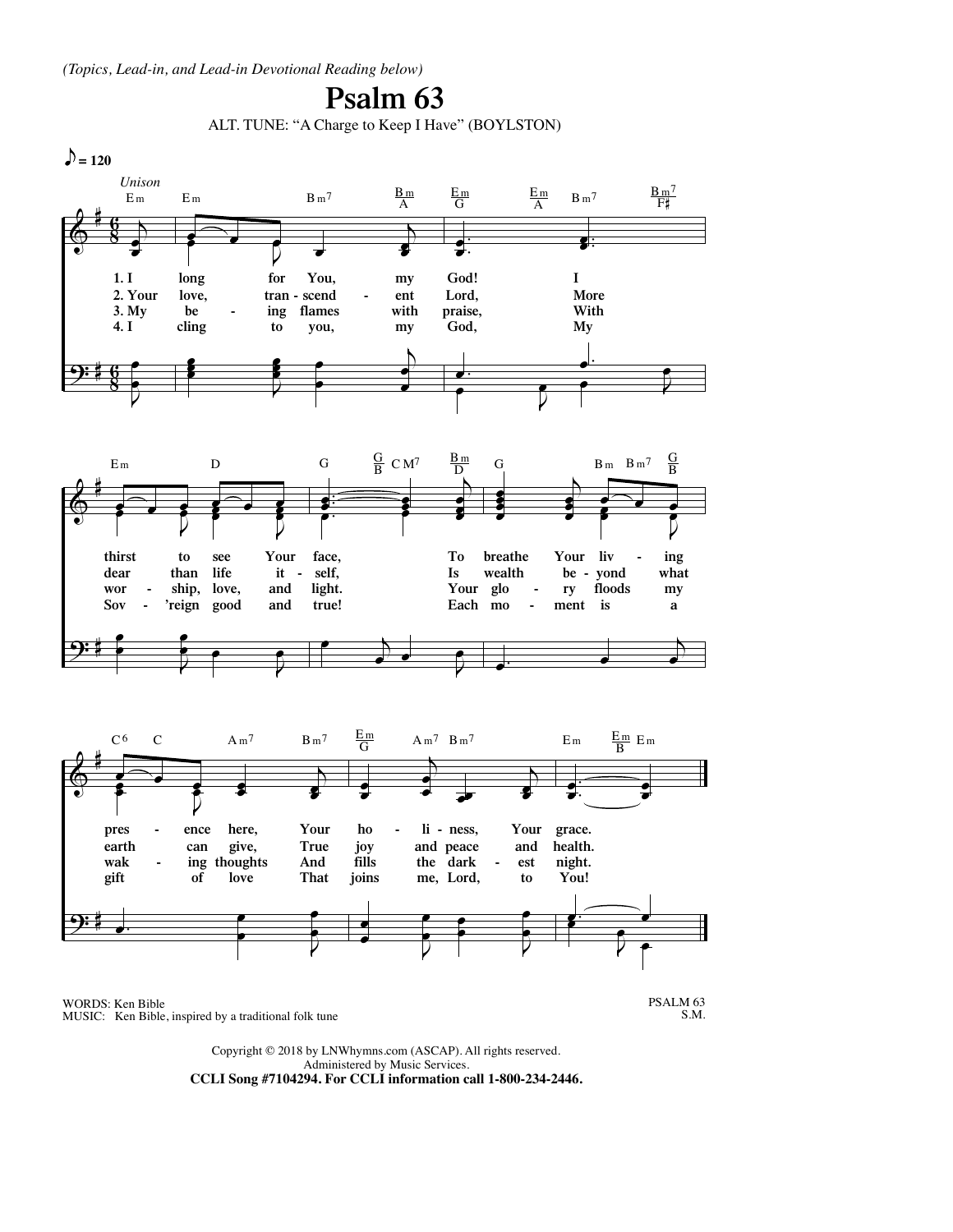*(Topics, Lead-in, and Lead-in Devotional Reading below)*

# Psalm 63

ALT. TUNE: "A Charge to Keep I Have" (BOYLSTON)

1. I long for You, my God! I thirst to see Your face, To breathe Your living presence here, Your holiness, Your grace.
2. Your love, transcendent Lord, More dear than life itself, Is wealth beyond what earth can give, True joy and peace and health.
3. My being flames with praise, With worship, love, and light. Your glory floods my waking thoughts And fills the darkest night.
4. I cling to you, my God, My Sov'reign good and true! Each moment is a gift of love That joins me, Lord, to You!

WORDS: Ken Bible
MUSIC: Ken Bible, inspired by a traditional folk tune

PSALM 63
S.M.

Copyright © 2018 by LNWhymns.com (ASCAP). All rights reserved.
Administered by Music Services.
**CCLI Song #7104294. For CCLI information call 1-800-234-2446.**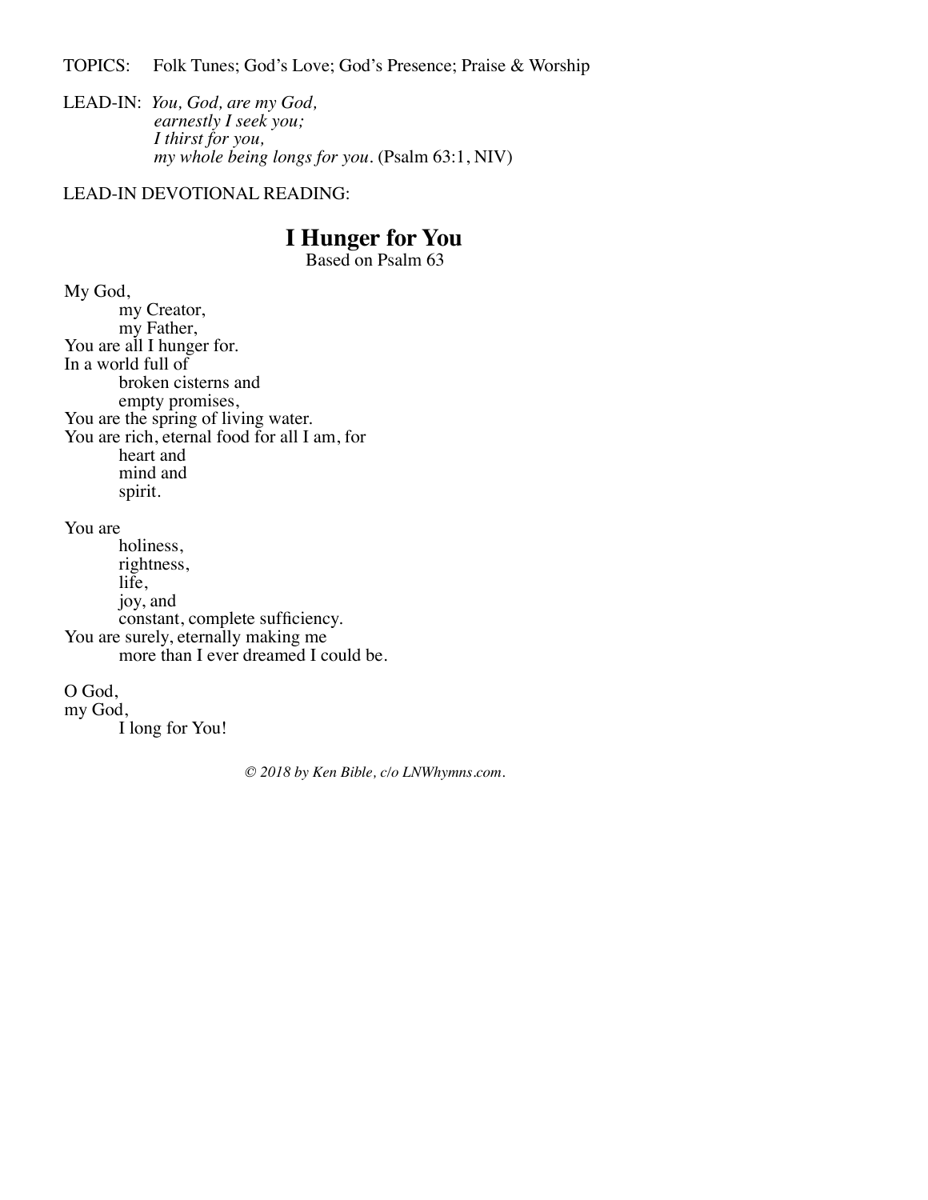TOPICS: Folk Tunes; God's Love; God's Presence; Praise & Worship

LEAD-IN: *You, God, are my God,*
*earnestly I seek you;*
*I thirst for you,*
*my whole being longs for you.* (Psalm 63:1, NIV)

LEAD-IN DEVOTIONAL READING:

## I Hunger for You

Based on Psalm 63

My God,
&nbsp;&nbsp;&nbsp;&nbsp;&nbsp;&nbsp;&nbsp;&nbsp;my Creator,
&nbsp;&nbsp;&nbsp;&nbsp;&nbsp;&nbsp;&nbsp;&nbsp;my Father,
You are all I hunger for.
In a world full of
&nbsp;&nbsp;&nbsp;&nbsp;&nbsp;&nbsp;&nbsp;&nbsp;broken cisterns and
&nbsp;&nbsp;&nbsp;&nbsp;&nbsp;&nbsp;&nbsp;&nbsp;empty promises,
You are the spring of living water.
You are rich, eternal food for all I am, for
&nbsp;&nbsp;&nbsp;&nbsp;&nbsp;&nbsp;&nbsp;&nbsp;heart and
&nbsp;&nbsp;&nbsp;&nbsp;&nbsp;&nbsp;&nbsp;&nbsp;mind and
&nbsp;&nbsp;&nbsp;&nbsp;&nbsp;&nbsp;&nbsp;&nbsp;spirit.

You are
&nbsp;&nbsp;&nbsp;&nbsp;&nbsp;&nbsp;&nbsp;&nbsp;holiness,
&nbsp;&nbsp;&nbsp;&nbsp;&nbsp;&nbsp;&nbsp;&nbsp;rightness,
&nbsp;&nbsp;&nbsp;&nbsp;&nbsp;&nbsp;&nbsp;&nbsp;life,
&nbsp;&nbsp;&nbsp;&nbsp;&nbsp;&nbsp;&nbsp;&nbsp;joy, and
&nbsp;&nbsp;&nbsp;&nbsp;&nbsp;&nbsp;&nbsp;&nbsp;constant, complete sufficiency.
You are surely, eternally making me
&nbsp;&nbsp;&nbsp;&nbsp;&nbsp;&nbsp;&nbsp;&nbsp;more than I ever dreamed I could be.

O God,
my God,
&nbsp;&nbsp;&nbsp;&nbsp;&nbsp;&nbsp;&nbsp;&nbsp;I long for You!

*© 2018 by Ken Bible, c/o LNWhymns.com.*